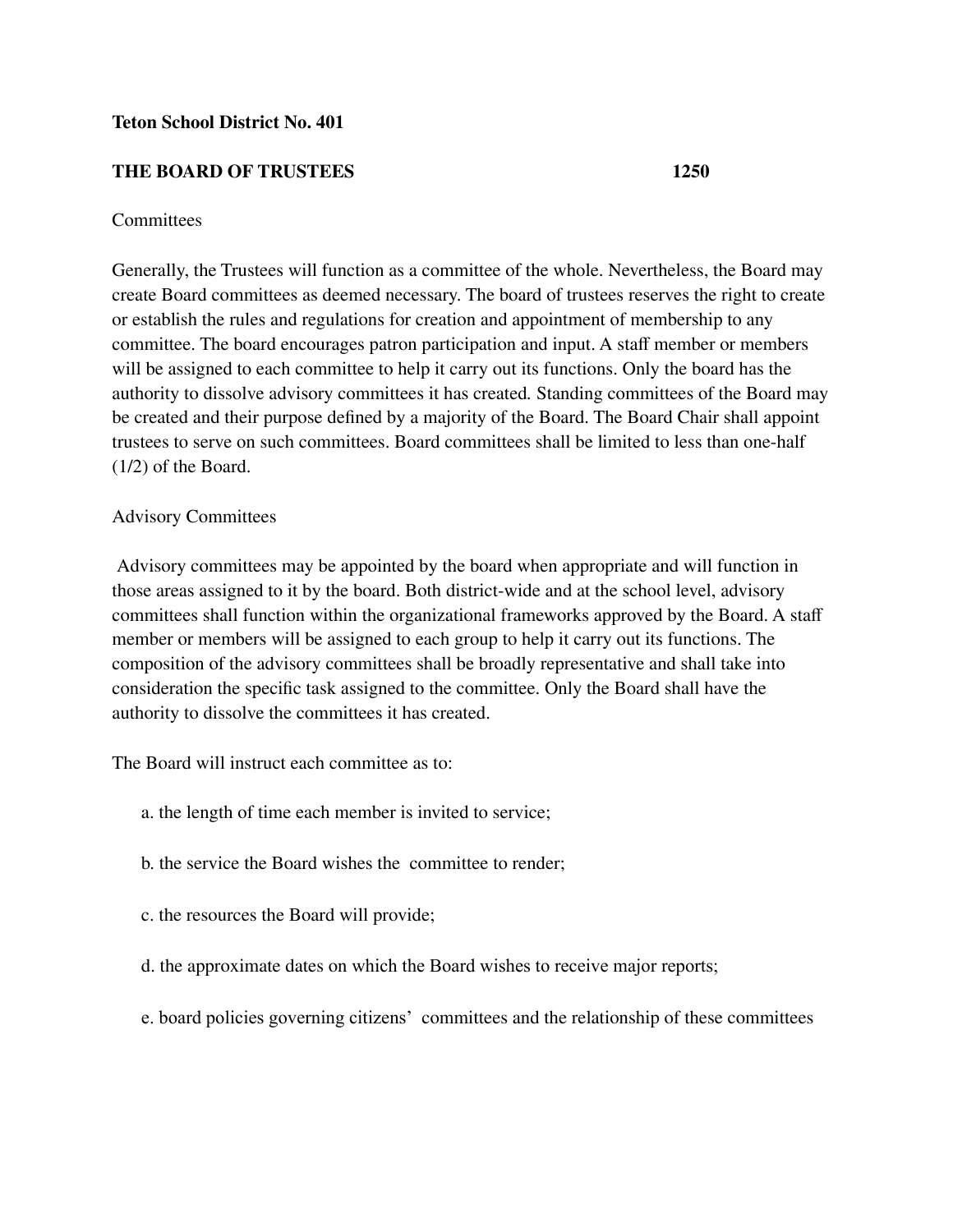**Teton School District No. 401**

**THE BOARD OF TRUSTEES 1250**

Committees

Generally, the Trustees will function as a committee of the whole. Nevertheless, the Board may create Board committees as deemed necessary. The board of trustees reserves the right to create or establish the rules and regulations for creation and appointment of membership to any committee. The board encourages patron participation and input. A staff member or members will be assigned to each committee to help it carry out its functions. Only the board has the authority to dissolve advisory committees it has created. Standing committees of the Board may be created and their purpose defined by a majority of the Board. The Board Chair shall appoint trustees to serve on such committees. Board committees shall be limited to less than one-half (1/2) of the Board.

Advisory Committees

Advisory committees may be appointed by the board when appropriate and will function in those areas assigned to it by the board. Both district-wide and at the school level, advisory committees shall function within the organizational frameworks approved by the Board. A staff member or members will be assigned to each group to help it carry out its functions. The composition of the advisory committees shall be broadly representative and shall take into consideration the specific task assigned to the committee. Only the Board shall have the authority to dissolve the committees it has created.

The Board will instruct each committee as to:

a. the length of time each member is invited to service;

b. the service the Board wishes the committee to render;

c. the resources the Board will provide;

d. the approximate dates on which the Board wishes to receive major reports;

e. board policies governing citizens' committees and the relationship of these committees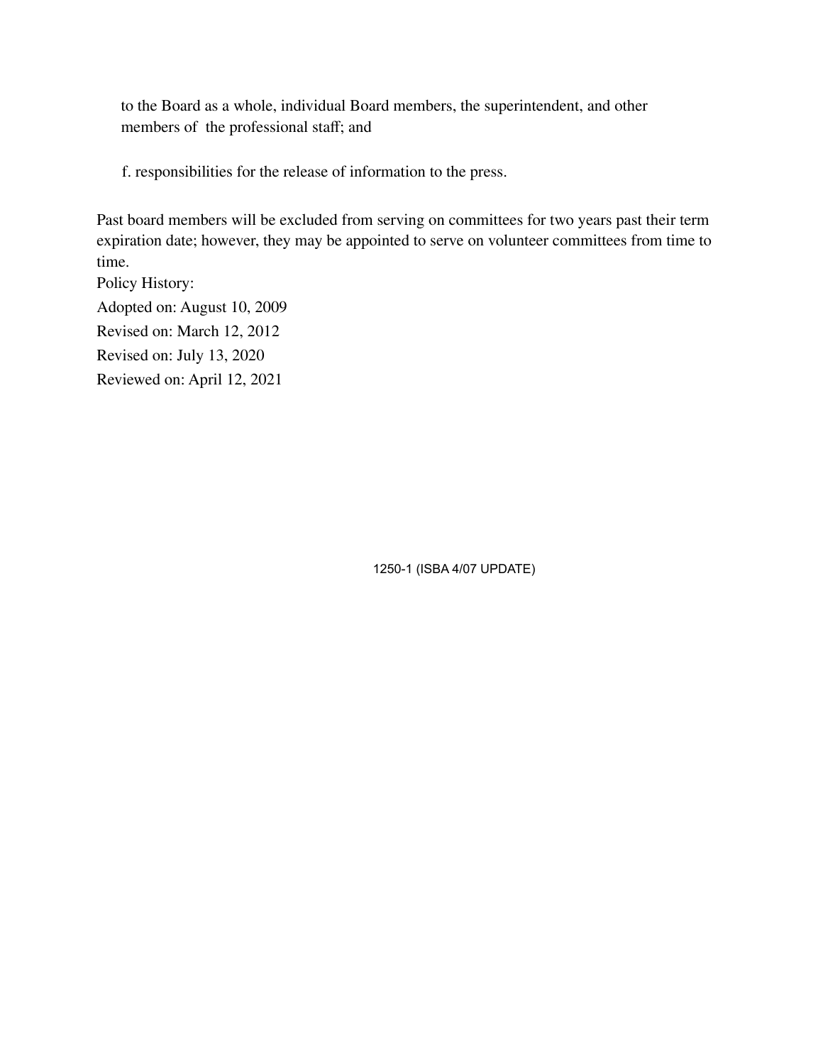to the Board as a whole, individual Board members, the superintendent, and other members of the professional staff; and

f. responsibilities for the release of information to the press.

Past board members will be excluded from serving on committees for two years past their term expiration date; however, they may be appointed to serve on volunteer committees from time to time.

Policy History:

Adopted on: August 10, 2009

Revised on: March 12, 2012

Revised on: July 13, 2020

Reviewed on: April 12, 2021

1250-1 (ISBA 4/07 UPDATE)